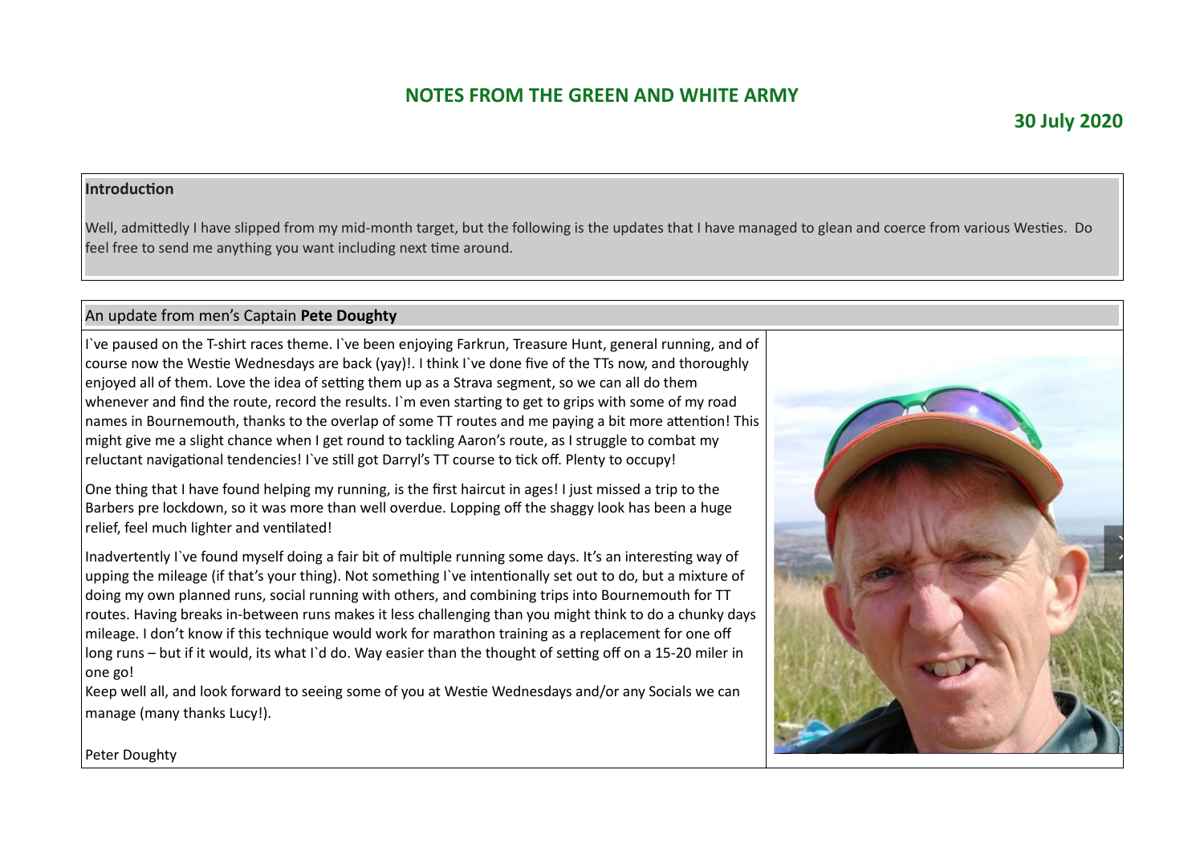# NOTES FROM THE GREEN AND WHITE ARMY

**30 July 2020**

## Introduction

Well, admittedly I have slipped from my mid-month target, but the following is the updates that I have managed to glean and coerce from various Westies. Do feel free to send me anything you want including next time around.

## An update from men's Captain **Pete Doughty**

I`ve paused on the T-shirt races theme. I`ve been enjoying Farkrun, Treasure Hunt, general running, and of course now the Westie Wednesdays are back (yay)!. I think I`ve done five of the TTs now, and thoroughly enjoyed all of them. Love the idea of setting them up as a Strava segment, so we can all do them whenever and find the route, record the results. I`m even starting to get to grips with some of my road names in Bournemouth, thanks to the overlap of some TT routes and me paying a bit more attention! This might give me a slight chance when I get round to tackling Aaron's route, as I struggle to combat my reluctant navigational tendencies! I`ve still got Darryl's TT course to tick off. Plenty to occupy!

One thing that I have found helping my running, is the first haircut in ages! I just missed a trip to the Barbers pre lockdown, so it was more than well overdue. Lopping off the shaggy look has been a huge relief, feel much lighter and ventilated!

Inadvertently I`ve found myself doing a fair bit of multiple running some days. It's an interesting way of upping the mileage (if that's your thing). Not something I`ve intentionally set out to do, but a mixture of doing my own planned runs, social running with others, and combining trips into Bournemouth for TT routes. Having breaks in-between runs makes it less challenging than you might think to do a chunky days mileage. I don't know if this technique would work for marathon training as a replacement for one off long runs – but if it would, its what I`d do. Way easier than the thought of setting off on a 15-20 miler in one go!

Keep well all, and look forward to seeing some of you at Westie Wednesdays and/or any Socials we can manage (many thanks Lucy!).

Peter Doughty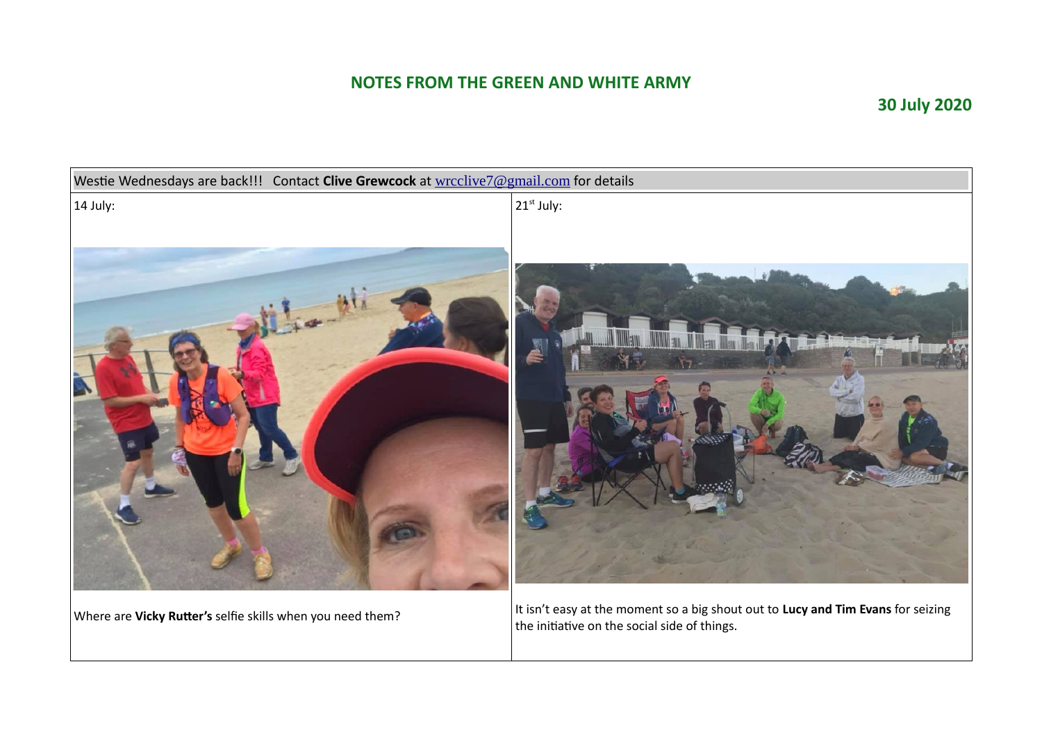## NOTES FROM THE GREEN AND WHITE ARMY

**30 July 2020**

| Westie Wednesdays are back!!! Contact **Clive Grewcock** at wrcclive7@gmail.com for details | |
|---|---|
| 14 July: | 21st July: |
| Where are **Vicky Rutter's** selfie skills when you need them? | It isn't easy at the moment so a big shout out to **Lucy and Tim Evans** for seizing the initiative on the social side of things. |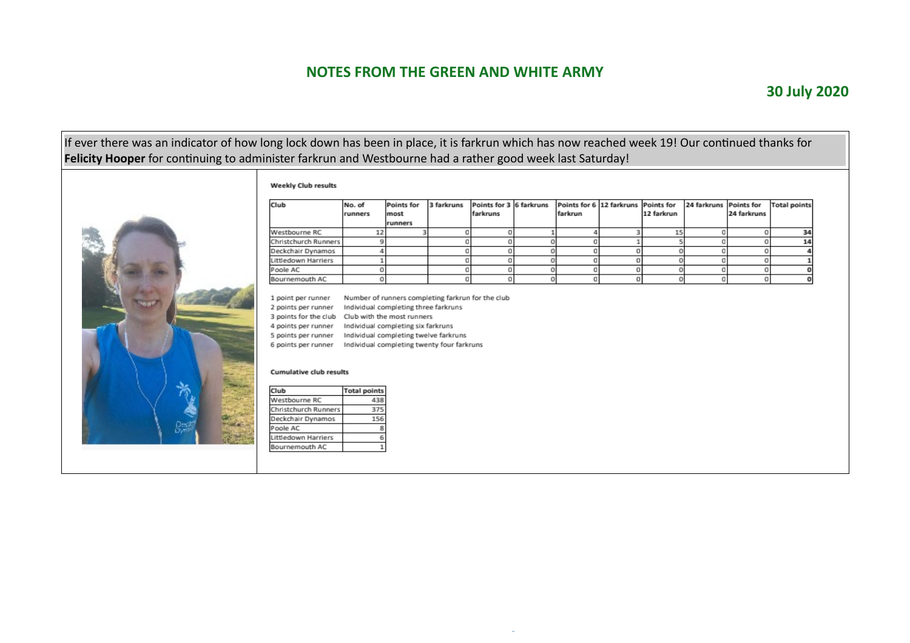# NOTES FROM THE GREEN AND WHITE ARMY

## 30 July 2020

If ever there was an indicator of how long lock down has been in place, it is farkrun which has now reached week 19! Our continued thanks for **Felicity Hooper** for continuing to administer farkrun and Westbourne had a rather good week last Saturday!

**Weekly Club results**

| Club | No. of runners | Points for most runners | 3 farkruns | Points for 3 farkruns | 6 farkruns | Points for 6 farkrun | 12 farkruns | Points for 12 farkrun | 24 farkruns | Points for 24 farkruns | Total points |
|---|---|---|---|---|---|---|---|---|---|---|---|
| Westbourne RC | 12 | 3 | 0 | 0 | 1 | 4 | 3 | 15 | 0 | 0 | 34 |
| Christchurch Runners | 9 | | 0 | 0 | 0 | 0 | 1 | 5 | 0 | 0 | 14 |
| Deckchair Dynamos | 4 | | 0 | 0 | 0 | 0 | 0 | 0 | 0 | 0 | 4 |
| Littledown Harriers | 1 | | 0 | 0 | 0 | 0 | 0 | 0 | 0 | 0 | 1 |
| Poole AC | 0 | | 0 | 0 | 0 | 0 | 0 | 0 | 0 | 0 | 0 |
| Bournemouth AC | 0 | | 0 | 0 | 0 | 0 | 0 | 0 | 0 | 0 | 0 |

1 point per runner — Number of runners completing farkrun for the club
2 points per runner — Individual completing three farkruns
3 points for the club — Club with the most runners
4 points per runner — Individual completing six farkruns
5 points per runner — Individual completing twelve farkruns
6 points per runner — Individual completing twenty four farkruns

**Cumulative club results**

| Club | Total points |
|---|---|
| Westbourne RC | 438 |
| Christchurch Runners | 375 |
| Deckchair Dynamos | 156 |
| Poole AC | 8 |
| Littledown Harriers | 6 |
| Bournemouth AC | 1 |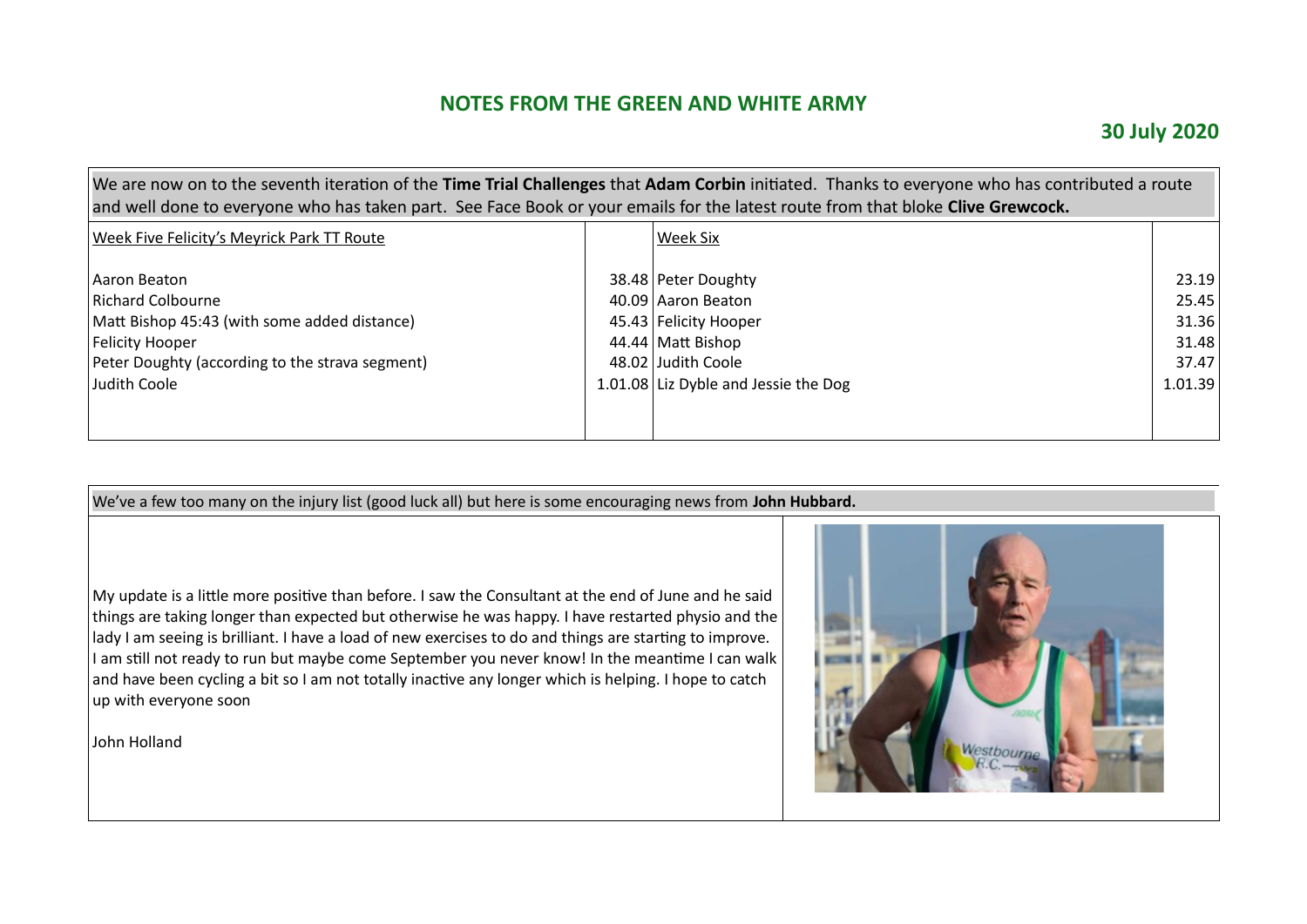## NOTES FROM THE GREEN AND WHITE ARMY

**30 July 2020**

We are now on to the seventh iteration of the **Time Trial Challenges** that **Adam Corbin** initiated. Thanks to everyone who has contributed a route and well done to everyone who has taken part. See Face Book or your emails for the latest route from that bloke **Clive Grewcock.**

| Week Five Felicity's Meyrick Park TT Route | | Week Six | |
|---|---|---|---|
| Aaron Beaton | 38.48 | Peter Doughty | 23.19 |
| Richard Colbourne | 40.09 | Aaron Beaton | 25.45 |
| Matt Bishop 45:43 (with some added distance) | 45.43 | Felicity Hooper | 31.36 |
| Felicity Hooper | 44.44 | Matt Bishop | 31.48 |
| Peter Doughty (according to the strava segment) | 48.02 | Judith Coole | 37.47 |
| Judith Coole | 1.01.08 | Liz Dyble and Jessie the Dog | 1.01.39 |

We've a few too many on the injury list (good luck all) but here is some encouraging news from **John Hubbard.**

My update is a little more positive than before. I saw the Consultant at the end of June and he said things are taking longer than expected but otherwise he was happy. I have restarted physio and the lady I am seeing is brilliant. I have a load of new exercises to do and things are starting to improve. I am still not ready to run but maybe come September you never know! In the meantime I can walk and have been cycling a bit so I am not totally inactive any longer which is helping. I hope to catch up with everyone soon

John Holland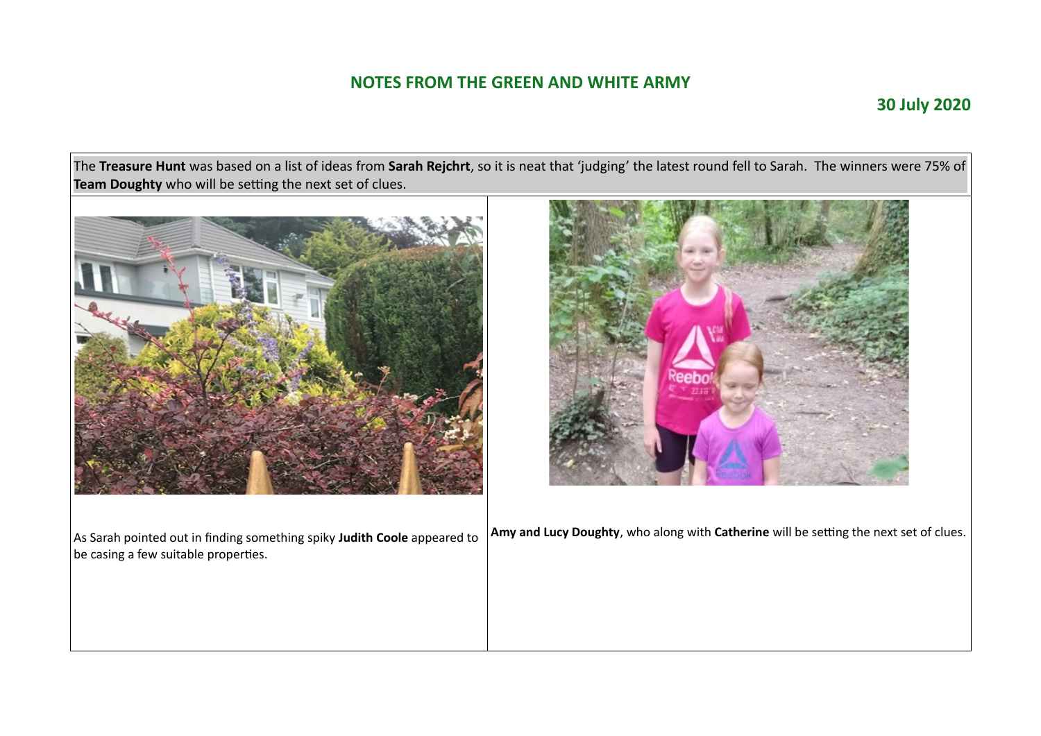## NOTES FROM THE GREEN AND WHITE ARMY

**30 July 2020**

The **Treasure Hunt** was based on a list of ideas from **Sarah Rejchrt**, so it is neat that 'judging' the latest round fell to Sarah. The winners were 75% of **Team Doughty** who will be setting the next set of clues.

As Sarah pointed out in finding something spiky **Judith Coole** appeared to be casing a few suitable properties.

**Amy and Lucy Doughty**, who along with **Catherine** will be setting the next set of clues.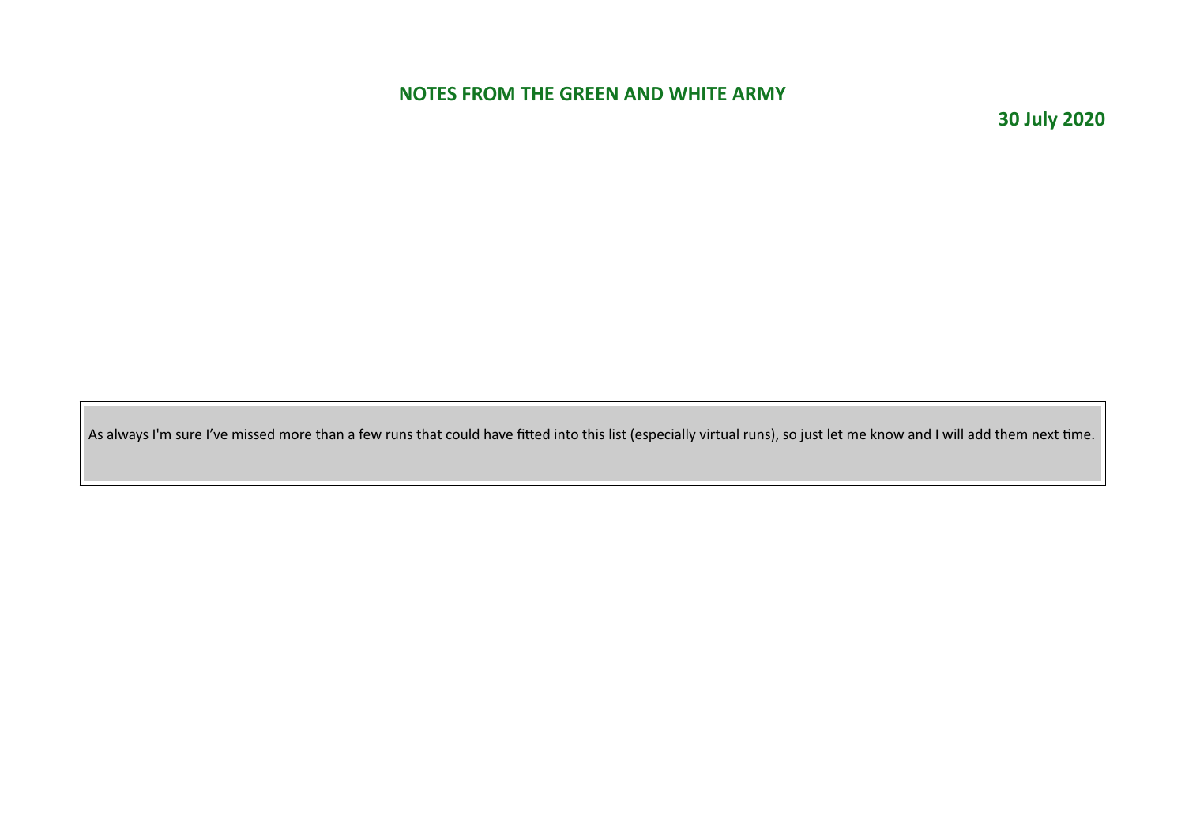**NOTES FROM THE GREEN AND WHITE ARMY**

**30 July 2020**

As always I'm sure I've missed more than a few runs that could have fitted into this list (especially virtual runs), so just let me know and I will add them next time.